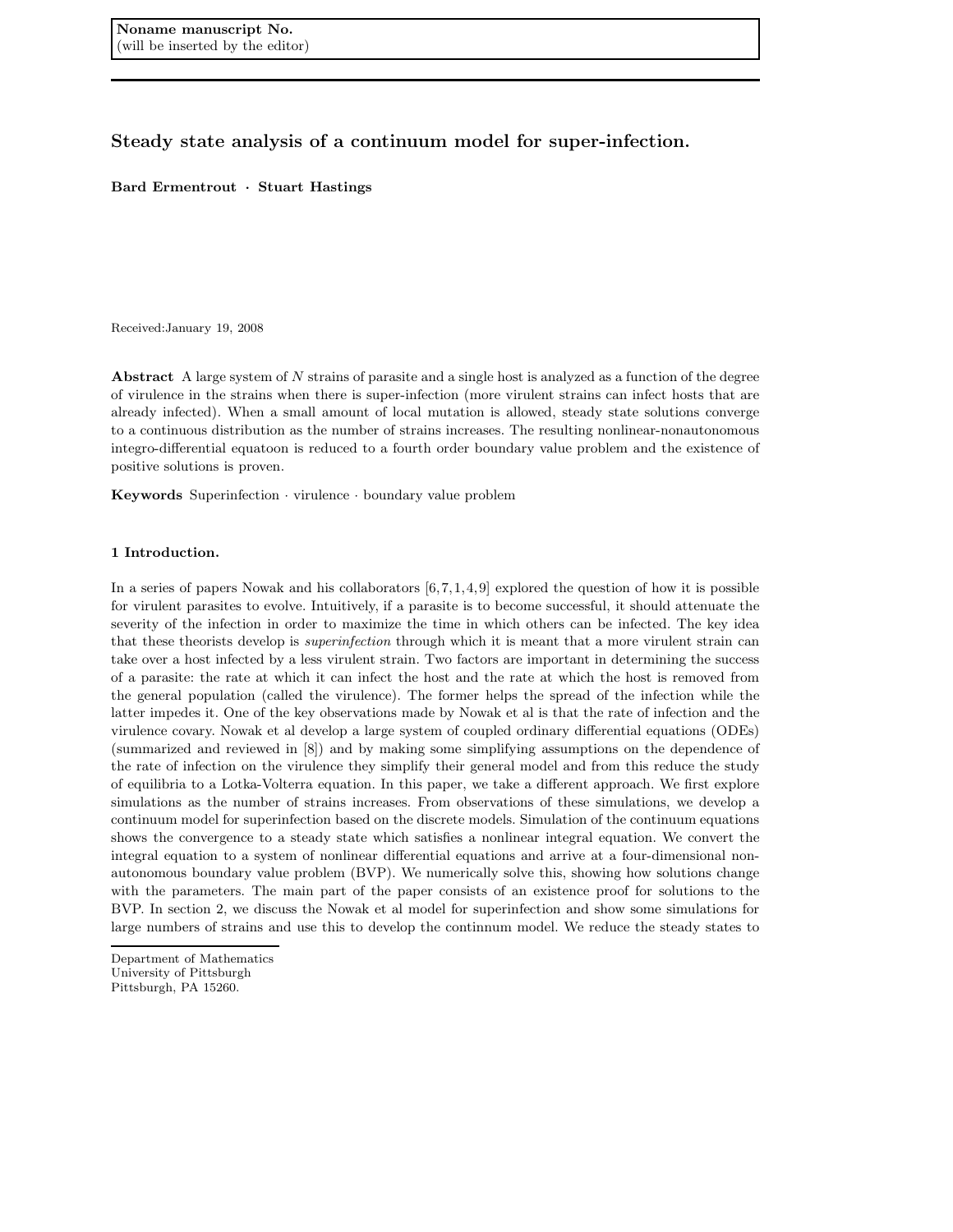Noname manuscript No.
(will be inserted by the editor)

# Steady state analysis of a continuum model for super-infection.

**Bard Ermentrout · Stuart Hastings**

Received:January 19, 2008

**Abstract** A large system of $N$ strains of parasite and a single host is analyzed as a function of the degree of virulence in the strains when there is super-infection (more virulent strains can infect hosts that are already infected). When a small amount of local mutation is allowed, steady state solutions converge to a continuous distribution as the number of strains increases. The resulting nonlinear-nonautonomous integro-differential equatoon is reduced to a fourth order boundary value problem and the existence of positive solutions is proven.

**Keywords** Superinfection · virulence · boundary value problem

## 1 Introduction.

In a series of papers Nowak and his collaborators [6,7,1,4,9] explored the question of how it is possible for virulent parasites to evolve. Intuitively, if a parasite is to become successful, it should attenuate the severity of the infection in order to maximize the time in which others can be infected. The key idea that these theorists develop is *superinfection* through which it is meant that a more virulent strain can take over a host infected by a less virulent strain. Two factors are important in determining the success of a parasite: the rate at which it can infect the host and the rate at which the host is removed from the general population (called the virulence). The former helps the spread of the infection while the latter impedes it. One of the key observations made by Nowak et al is that the rate of infection and the virulence covary. Nowak et al develop a large system of coupled ordinary differential equations (ODEs) (summarized and reviewed in [8]) and by making some simplifying assumptions on the dependence of the rate of infection on the virulence they simplify their general model and from this reduce the study of equilibria to a Lotka-Volterra equation. In this paper, we take a different approach. We first explore simulations as the number of strains increases. From observations of these simulations, we develop a continuum model for superinfection based on the discrete models. Simulation of the continuum equations shows the convergence to a steady state which satisfies a nonlinear integral equation. We convert the integral equation to a system of nonlinear differential equations and arrive at a four-dimensional non-autonomous boundary value problem (BVP). We numerically solve this, showing how solutions change with the parameters. The main part of the paper consists of an existence proof for solutions to the BVP. In section 2, we discuss the Nowak et al model for superinfection and show some simulations for large numbers of strains and use this to develop the continnum model. We reduce the steady states to

Department of Mathematics
University of Pittsburgh
Pittsburgh, PA 15260.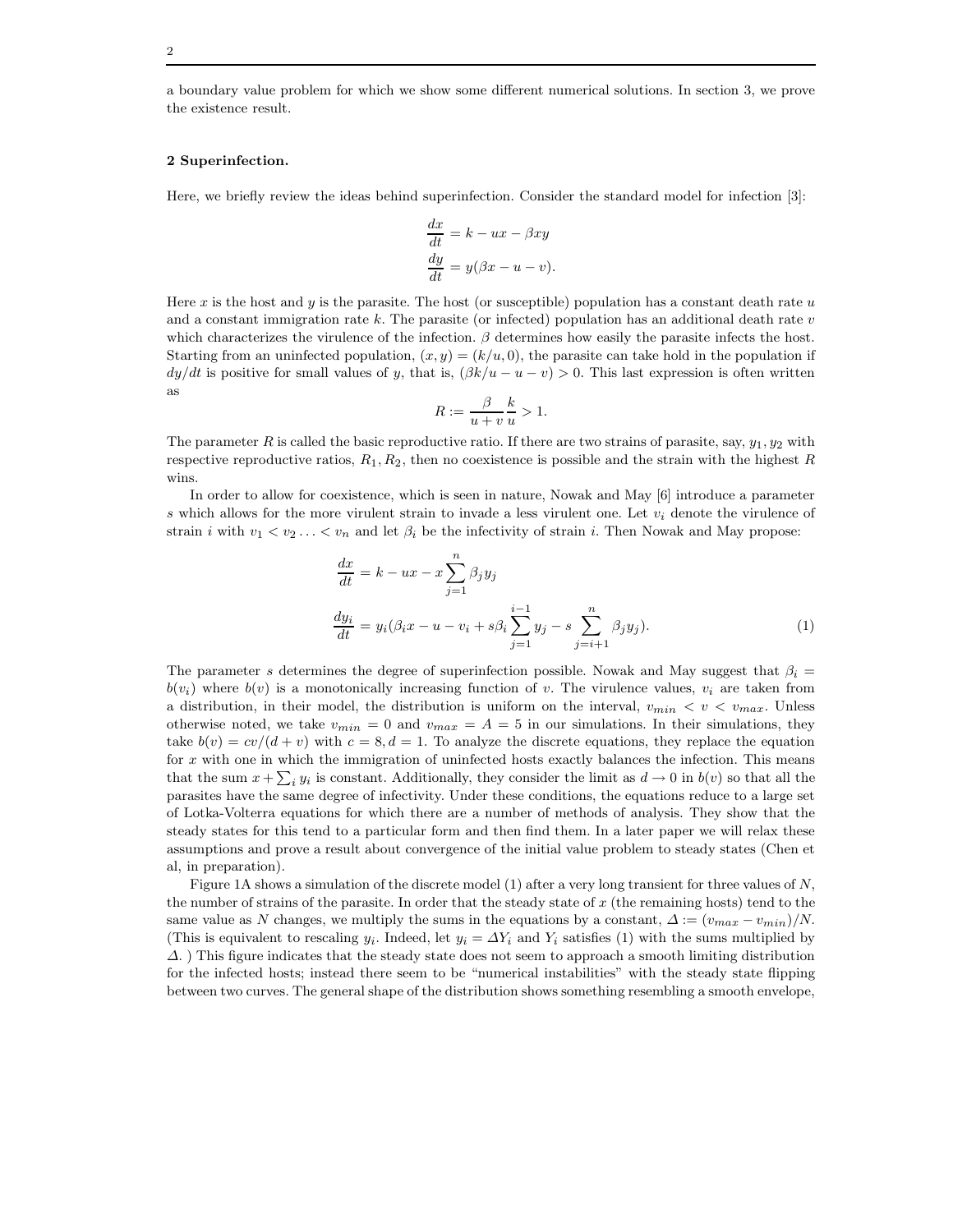a boundary value problem for which we show some different numerical solutions. In section 3, we prove the existence result.

## 2 Superinfection.

Here, we briefly review the ideas behind superinfection. Consider the standard model for infection [3]:

$$\frac{dx}{dt} = k - ux - \beta xy$$
$$\frac{dy}{dt} = y(\beta x - u - v).$$

Here $x$ is the host and $y$ is the parasite. The host (or susceptible) population has a constant death rate $u$ and a constant immigration rate $k$. The parasite (or infected) population has an additional death rate $v$ which characterizes the virulence of the infection. $\beta$ determines how easily the parasite infects the host. Starting from an uninfected population, $(x, y) = (k/u, 0)$, the parasite can take hold in the population if $dy/dt$ is positive for small values of $y$, that is, $(\beta k/u - u - v) > 0$. This last expression is often written as

$$R := \frac{\beta}{u+v}\frac{k}{u} > 1.$$

The parameter $R$ is called the basic reproductive ratio. If there are two strains of parasite, say, $y_1, y_2$ with respective reproductive ratios, $R_1, R_2$, then no coexistence is possible and the strain with the highest $R$ wins.

In order to allow for coexistence, which is seen in nature, Nowak and May [6] introduce a parameter $s$ which allows for the more virulent strain to invade a less virulent one. Let $v_i$ denote the virulence of strain $i$ with $v_1 < v_2 \ldots < v_n$ and let $\beta_i$ be the infectivity of strain $i$. Then Nowak and May propose:

$$\frac{dx}{dt} = k - ux - x\sum_{j=1}^{n}\beta_j y_j$$
$$\frac{dy_i}{dt} = y_i(\beta_i x - u - v_i + s\beta_i \sum_{j=1}^{i-1} y_j - s\sum_{j=i+1}^{n}\beta_j y_j). \tag{1}$$

The parameter $s$ determines the degree of superinfection possible. Nowak and May suggest that $\beta_i = b(v_i)$ where $b(v)$ is a monotonically increasing function of $v$. The virulence values, $v_i$ are taken from a distribution, in their model, the distribution is uniform on the interval, $v_{min} < v < v_{max}$. Unless otherwise noted, we take $v_{min} = 0$ and $v_{max} = A = 5$ in our simulations. In their simulations, they take $b(v) = cv/(d + v)$ with $c = 8, d = 1$. To analyze the discrete equations, they replace the equation for $x$ with one in which the immigration of uninfected hosts exactly balances the infection. This means that the sum $x + \sum_i y_i$ is constant. Additionally, they consider the limit as $d \to 0$ in $b(v)$ so that all the parasites have the same degree of infectivity. Under these conditions, the equations reduce to a large set of Lotka-Volterra equations for which there are a number of methods of analysis. They show that the steady states for this tend to a particular form and then find them. In a later paper we will relax these assumptions and prove a result about convergence of the initial value problem to steady states (Chen et al, in preparation).

Figure 1A shows a simulation of the discrete model (1) after a very long transient for three values of $N$, the number of strains of the parasite. In order that the steady state of $x$ (the remaining hosts) tend to the same value as $N$ changes, we multiply the sums in the equations by a constant, $\Delta := (v_{max} - v_{min})/N$. (This is equivalent to rescaling $y_i$. Indeed, let $y_i = \Delta Y_i$ and $Y_i$ satisfies (1) with the sums multiplied by $\Delta$. ) This figure indicates that the steady state does not seem to approach a smooth limiting distribution for the infected hosts; instead there seem to be "numerical instabilities" with the steady state flipping between two curves. The general shape of the distribution shows something resembling a smooth envelope,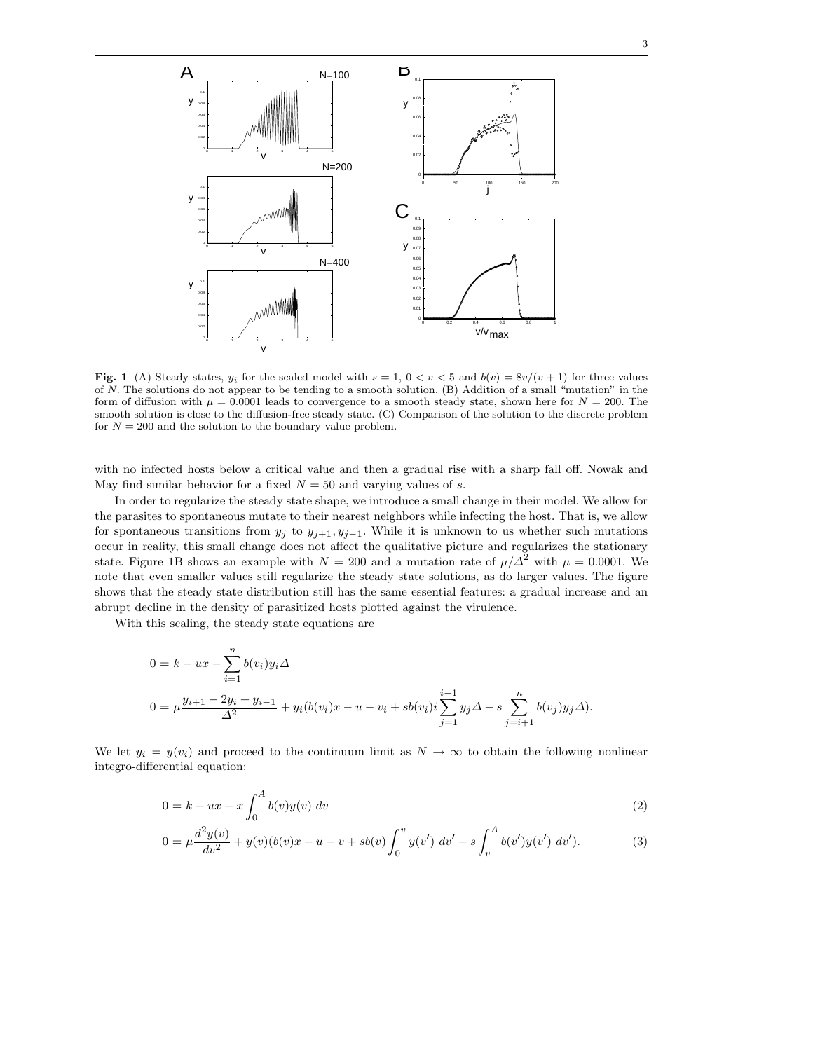**Fig. 1** (A) Steady states, $y_i$ for the scaled model with $s = 1$, $0 < v < 5$ and $b(v) = 8v/(v+1)$ for three values of $N$. The solutions do not appear to be tending to a smooth solution. (B) Addition of a small "mutation" in the form of diffusion with $\mu = 0.0001$ leads to convergence to a smooth steady state, shown here for $N = 200$. The smooth solution is close to the diffusion-free steady state. (C) Comparison of the solution to the discrete problem for $N = 200$ and the solution to the boundary value problem.

with no infected hosts below a critical value and then a gradual rise with a sharp fall off. Nowak and May find similar behavior for a fixed $N = 50$ and varying values of $s$.

In order to regularize the steady state shape, we introduce a small change in their model. We allow for the parasites to spontaneous mutate to their nearest neighbors while infecting the host. That is, we allow for spontaneous transitions from $y_j$ to $y_{j+1}, y_{j-1}$. While it is unknown to us whether such mutations occur in reality, this small change does not affect the qualitative picture and regularizes the stationary state. Figure 1B shows an example with $N = 200$ and a mutation rate of $\mu/\Delta^2$ with $\mu = 0.0001$. We note that even smaller values still regularize the steady state solutions, as do larger values. The figure shows that the steady state distribution still has the same essential features: a gradual increase and an abrupt decline in the density of parasitized hosts plotted against the virulence.

With this scaling, the steady state equations are

$$0 = k - ux - \sum_{i=1}^{n} b(v_i) y_i \Delta$$

$$0 = \mu \frac{y_{i+1} - 2y_i + y_{i-1}}{\Delta^2} + y_i(b(v_i)x - u - v_i + sb(v_i)i \sum_{j=1}^{i-1} y_j \Delta - s \sum_{j=i+1}^{n} b(v_j) y_j \Delta).$$

We let $y_i = y(v_i)$ and proceed to the continuum limit as $N \to \infty$ to obtain the following nonlinear integro-differential equation:

$$0 = k - ux - x \int_0^A b(v) y(v)\, dv \tag{2}$$

$$0 = \mu \frac{d^2 y(v)}{dv^2} + y(v)(b(v)x - u - v + sb(v) \int_0^v y(v')\, dv' - s \int_v^A b(v') y(v')\, dv'). \tag{3}$$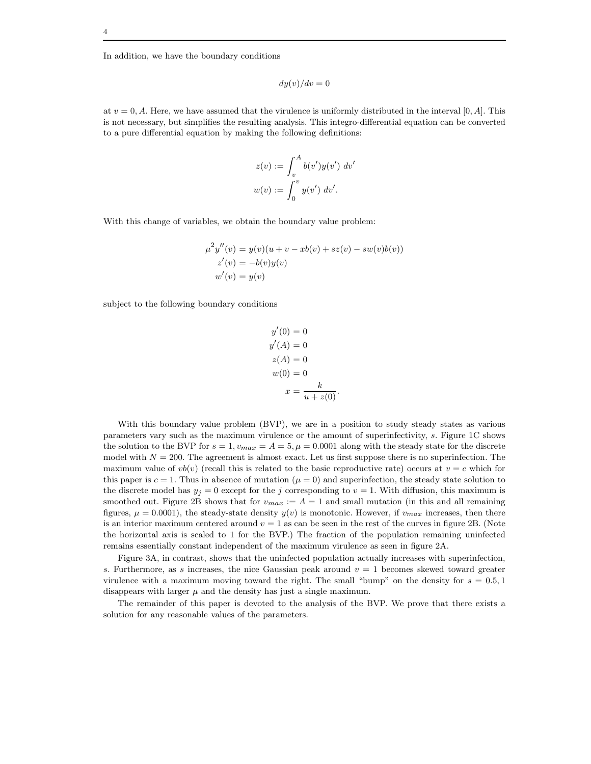In addition, we have the boundary conditions

$$dy(v)/dv = 0$$

at $v = 0, A$. Here, we have assumed that the virulence is uniformly distributed in the interval $[0, A]$. This is not necessary, but simplifies the resulting analysis. This integro-differential equation can be converted to a pure differential equation by making the following definitions:

$$z(v) := \int_v^A b(v')y(v')\ dv'$$
$$w(v) := \int_0^v y(v')\ dv'.$$

With this change of variables, we obtain the boundary value problem:

$$\mu^2 y''(v) = y(v)(u + v - xb(v) + sz(v) - sw(v)b(v))$$
$$z'(v) = -b(v)y(v)$$
$$w'(v) = y(v)$$

subject to the following boundary conditions

$$y'(0) = 0$$
$$y'(A) = 0$$
$$z(A) = 0$$
$$w(0) = 0$$
$$x = \frac{k}{u + z(0)}.$$

With this boundary value problem (BVP), we are in a position to study steady states as various parameters vary such as the maximum virulence or the amount of superinfectivity, $s$. Figure 1C shows the solution to the BVP for $s = 1, v_{max} = A = 5, \mu = 0.0001$ along with the steady state for the discrete model with $N = 200$. The agreement is almost exact. Let us first suppose there is no superinfection. The maximum value of $vb(v)$ (recall this is related to the basic reproductive rate) occurs at $v = c$ which for this paper is $c = 1$. Thus in absence of mutation ($\mu = 0$) and superinfection, the steady state solution to the discrete model has $y_j = 0$ except for the $j$ corresponding to $v = 1$. With diffusion, this maximum is smoothed out. Figure 2B shows that for $v_{max} := A = 1$ and small mutation (in this and all remaining figures, $\mu = 0.0001$), the steady-state density $y(v)$ is monotonic. However, if $v_{max}$ increases, then there is an interior maximum centered around $v = 1$ as can be seen in the rest of the curves in figure 2B. (Note the horizontal axis is scaled to 1 for the BVP.) The fraction of the population remaining uninfected remains essentially constant independent of the maximum virulence as seen in figure 2A.

Figure 3A, in contrast, shows that the uninfected population actually increases with superinfection, $s$. Furthermore, as $s$ increases, the nice Gaussian peak around $v = 1$ becomes skewed toward greater virulence with a maximum moving toward the right. The small "bump" on the density for $s = 0.5, 1$ disappears with larger $\mu$ and the density has just a single maximum.

The remainder of this paper is devoted to the analysis of the BVP. We prove that there exists a solution for any reasonable values of the parameters.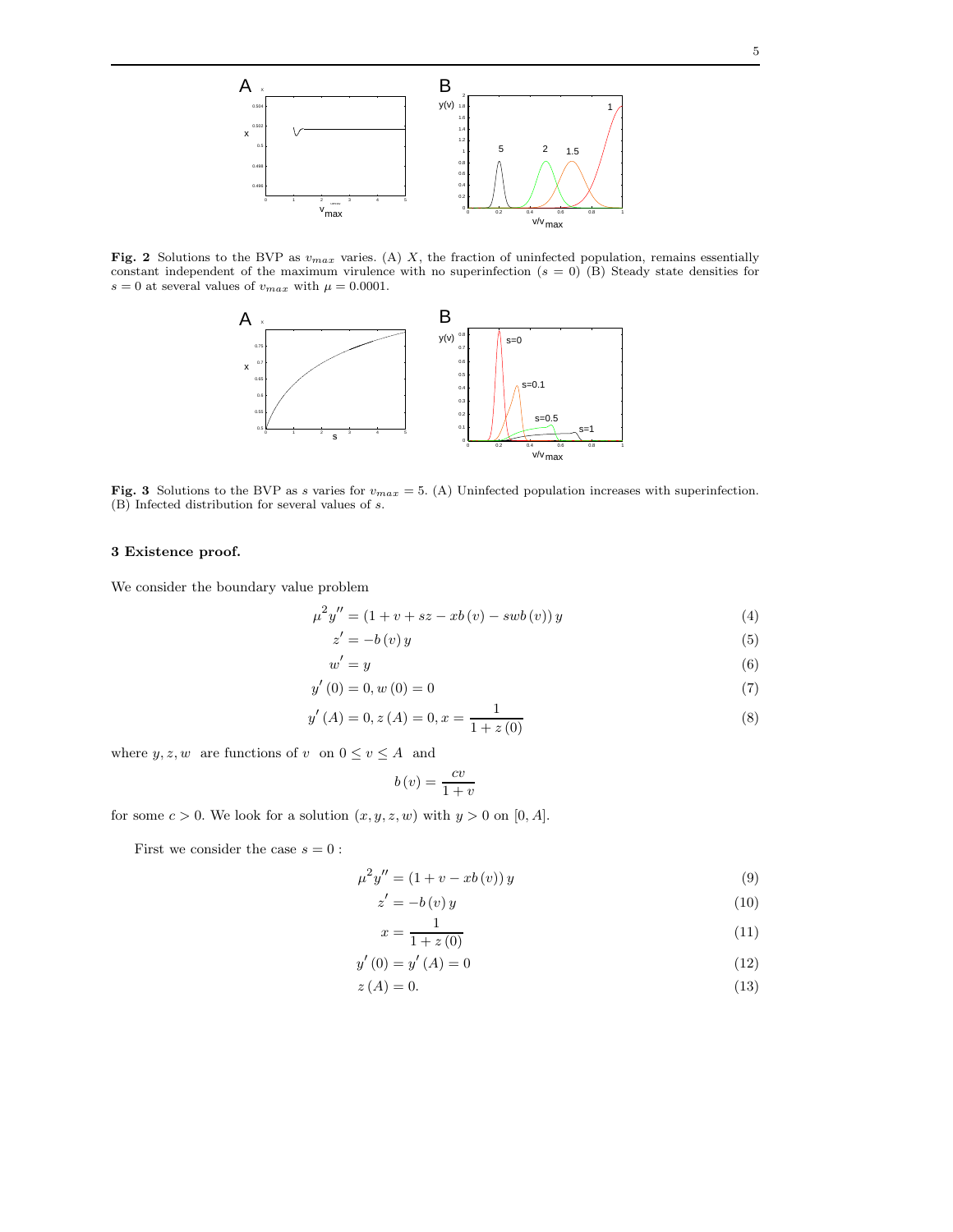**Fig. 2** Solutions to the BVP as $v_{max}$ varies. (A) $X$, the fraction of uninfected population, remains essentially constant independent of the maximum virulence with no superinfection ($s = 0$) (B) Steady state densities for $s = 0$ at several values of $v_{max}$ with $\mu = 0.0001$.

**Fig. 3** Solutions to the BVP as $s$ varies for $v_{max} = 5$. (A) Uninfected population increases with superinfection. (B) Infected distribution for several values of $s$.

## 3 Existence proof.

We consider the boundary value problem

$$\mu^2 y'' = (1 + v + sz - xb(v) - swb(v))\, y \tag{4}$$

$$z' = -b(v)\, y \tag{5}$$

$$w' = y \tag{6}$$

$$y'(0) = 0, w(0) = 0 \tag{7}$$

$$y'(A) = 0, z(A) = 0, x = \frac{1}{1 + z(0)} \tag{8}$$

where $y, z, w$ are functions of $v$ on $0 \leq v \leq A$ and

$$b(v) = \frac{cv}{1+v}$$

for some $c > 0$. We look for a solution $(x, y, z, w)$ with $y > 0$ on $[0, A]$.

First we consider the case $s = 0$ :

$$\mu^2 y'' = (1 + v - xb(v))\, y \tag{9}$$

$$z' = -b(v)\, y \tag{10}$$

$$x = \frac{1}{1 + z(0)} \tag{11}$$

$$y'(0) = y'(A) = 0 \tag{12}$$

$$z(A) = 0. \tag{13}$$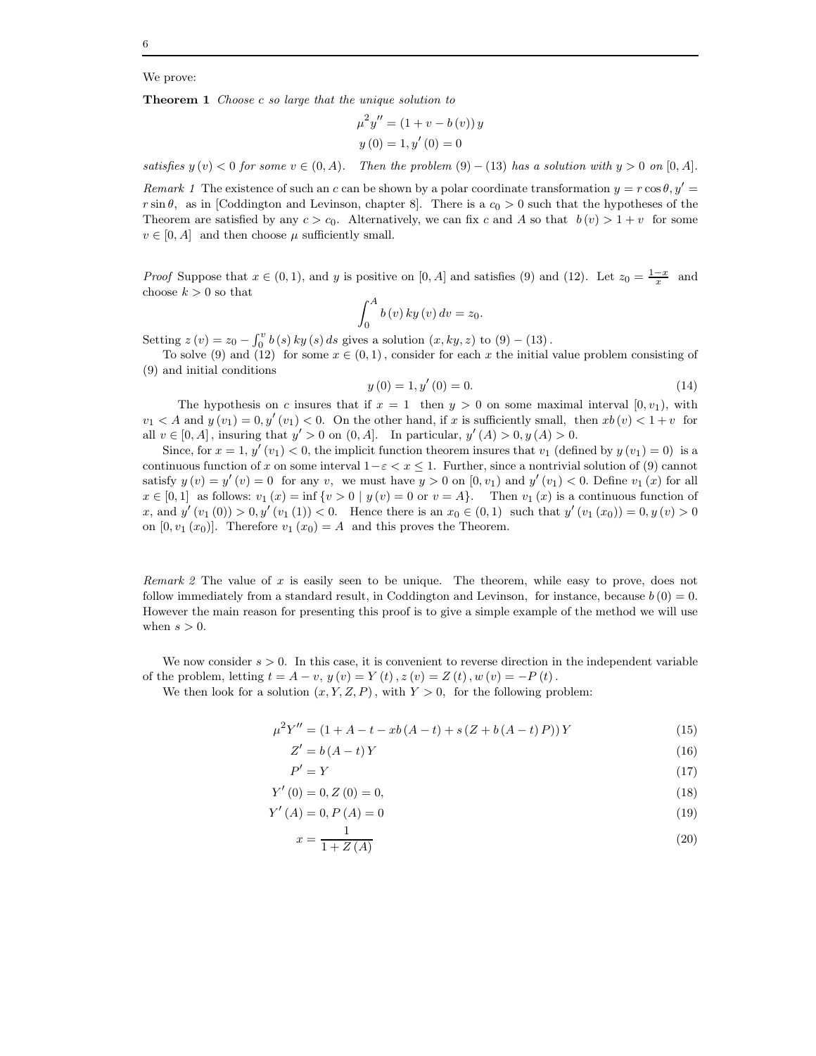We prove:

**Theorem 1** *Choose $c$ so large that the unique solution to*

$$\mu^2 y'' = (1 + v - b(v))\, y$$
$$y(0) = 1, y'(0) = 0$$

*satisfies $y(v) < 0$ for some $v \in (0, A)$. Then the problem $(9) - (13)$ has a solution with $y > 0$ on $[0, A]$.*

*Remark 1* The existence of such an $c$ can be shown by a polar coordinate transformation $y = r\cos\theta, y' = r\sin\theta$, as in [Coddington and Levinson, chapter 8]. There is a $c_0 > 0$ such that the hypotheses of the Theorem are satisfied by any $c > c_0$. Alternatively, we can fix $c$ and $A$ so that $b(v) > 1 + v$ for some $v \in [0, A]$ and then choose $\mu$ sufficiently small.

*Proof* Suppose that $x \in (0, 1)$, and $y$ is positive on $[0, A]$ and satisfies (9) and (12). Let $z_0 = \frac{1-x}{x}$ and choose $k > 0$ so that

$$\int_0^A b(v)\, ky(v)\, dv = z_0.$$

Setting $z(v) = z_0 - \int_0^v b(s)\, ky(s)\, ds$ gives a solution $(x, ky, z)$ to $(9) - (13)$.

To solve (9) and (12) for some $x \in (0, 1)$, consider for each $x$ the initial value problem consisting of (9) and initial conditions

$$y(0) = 1, y'(0) = 0. \tag{14}$$

The hypothesis on $c$ insures that if $x = 1$ then $y > 0$ on some maximal interval $[0, v_1)$, with $v_1 < A$ and $y(v_1) = 0, y'(v_1) < 0$. On the other hand, if $x$ is sufficiently small, then $xb(v) < 1 + v$ for all $v \in [0, A]$, insuring that $y' > 0$ on $(0, A]$. In particular, $y'(A) > 0, y(A) > 0$.

Since, for $x = 1$, $y'(v_1) < 0$, the implicit function theorem insures that $v_1$ (defined by $y(v_1) = 0$) is a continuous function of $x$ on some interval $1 - \varepsilon < x \le 1$. Further, since a nontrivial solution of (9) cannot satisfy $y(v) = y'(v) = 0$ for any $v$, we must have $y > 0$ on $[0, v_1)$ and $y'(v_1) < 0$. Define $v_1(x)$ for all $x \in [0, 1]$ as follows: $v_1(x) = \inf\{v > 0 \mid y(v) = 0 \text{ or } v = A\}$. Then $v_1(x)$ is a continuous function of $x$, and $y'(v_1(0)) > 0, y'(v_1(1)) < 0$. Hence there is an $x_0 \in (0, 1)$ such that $y'(v_1(x_0)) = 0, y(v) > 0$ on $[0, v_1(x_0)]$. Therefore $v_1(x_0) = A$ and this proves the Theorem.

*Remark 2* The value of $x$ is easily seen to be unique. The theorem, while easy to prove, does not follow immediately from a standard result, in Coddington and Levinson, for instance, because $b(0) = 0$. However the main reason for presenting this proof is to give a simple example of the method we will use when $s > 0$.

We now consider $s > 0$. In this case, it is convenient to reverse direction in the independent variable of the problem, letting $t = A - v$, $y(v) = Y(t)$, $z(v) = Z(t)$, $w(v) = -P(t)$.

We then look for a solution $(x, Y, Z, P)$, with $Y > 0$, for the following problem:

$$\mu^2 Y'' = (1 + A - t - xb(A - t) + s(Z + b(A - t)P))\, Y \tag{15}$$

$$Z' = b(A - t)\, Y \tag{16}$$

$$P' = Y \tag{17}$$

$$Y'(0) = 0, Z(0) = 0, \tag{18}$$

$$Y'(A) = 0, P(A) = 0 \tag{19}$$

$$x = \frac{1}{1 + Z(A)} \tag{20}$$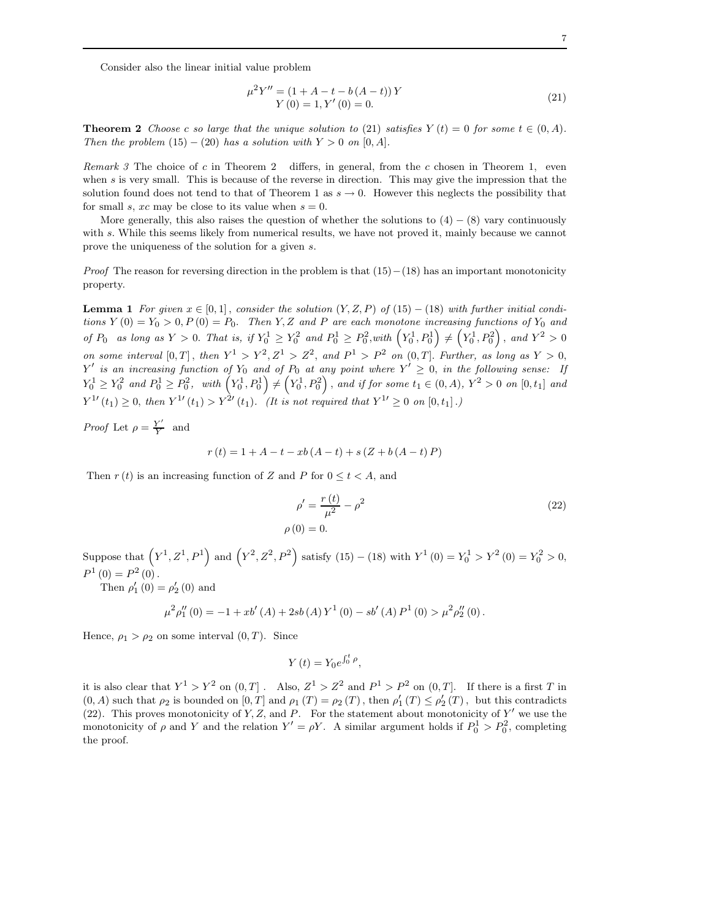Consider also the linear initial value problem

$$
\begin{aligned}
\mu^2 Y'' &= (1 + A - t - b(A-t))\, Y \\
Y(0) &= 1, Y'(0) = 0.
\end{aligned} \tag{21}
$$

**Theorem 2** *Choose $c$ so large that the unique solution to (21) satisfies $Y(t) = 0$ for some $t \in (0, A)$. Then the problem $(15) - (20)$ has a solution with $Y > 0$ on $[0, A]$.*

*Remark 3* The choice of $c$ in Theorem 2 differs, in general, from the $c$ chosen in Theorem 1, even when $s$ is very small. This is because of the reverse in direction. This may give the impression that the solution found does not tend to that of Theorem 1 as $s \to 0$. However this neglects the possibility that for small $s$, $xc$ may be close to its value when $s = 0$.

More generally, this also raises the question of whether the solutions to $(4) - (8)$ vary continuously with $s$. While this seems likely from numerical results, we have not proved it, mainly because we cannot prove the uniqueness of the solution for a given $s$.

*Proof* The reason for reversing direction in the problem is that $(15)-(18)$ has an important monotonicity property.

**Lemma 1** *For given $x \in [0, 1]$, consider the solution $(Y, Z, P)$ of $(15) - (18)$ with further initial conditions $Y(0) = Y_0 > 0, P(0) = P_0$. Then $Y, Z$ and $P$ are each monotone increasing functions of $Y_0$ and of $P_0$ as long as $Y > 0$. That is, if $Y_0^1 \geq Y_0^2$ and $P_0^1 \geq P_0^2$, with $\left(Y_0^1, P_0^1\right) \neq \left(Y_0^1, P_0^2\right)$, and $Y^2 > 0$ on some interval $[0, T]$, then $Y^1 > Y^2$, $Z^1 > Z^2$, and $P^1 > P^2$ on $(0, T]$. Further, as long as $Y > 0$, $Y'$ is an increasing function of $Y_0$ and of $P_0$ at any point where $Y' \geq 0$, in the following sense: If $Y_0^1 \geq Y_0^2$ and $P_0^1 \geq P_0^2$, with $\left(Y_0^1, P_0^1\right) \neq \left(Y_0^1, P_0^2\right)$, and if for some $t_1 \in (0, A)$, $Y^2 > 0$ on $[0, t_1]$ and $Y^{1\prime}(t_1) \geq 0$, then $Y^{1\prime}(t_1) > Y^{2\prime}(t_1)$. (It is not required that $Y^{1\prime} \geq 0$ on $[0, t_1]$.)*

*Proof* Let $\rho = \frac{Y'}{Y}$ and

$$
r(t) = 1 + A - t - xb(A - t) + s(Z + b(A - t)P)
$$

Then $r(t)$ is an increasing function of $Z$ and $P$ for $0 \leq t < A$, and

$$
\begin{aligned}
\rho' &= \frac{r(t)}{\mu^2} - \rho^2 \\
\rho(0) &= 0.
\end{aligned} \tag{22}
$$

Suppose that $\left(Y^1, Z^1, P^1\right)$ and $\left(Y^2, Z^2, P^2\right)$ satisfy $(15) - (18)$ with $Y^1(0) = Y_0^1 > Y^2(0) = Y_0^2 > 0$, $P^1(0) = P^2(0)$.

Then $\rho_1'(0) = \rho_2'(0)$ and

$$
\mu^2 \rho_1''(0) = -1 + xb'(A) + 2sb(A)Y^1(0) - sb'(A)P^1(0) > \mu^2 \rho_2''(0).
$$

Hence, $\rho_1 > \rho_2$ on some interval $(0, T)$. Since

$$
Y(t) = Y_0 e^{\int_0^t \rho},
$$

it is also clear that $Y^1 > Y^2$ on $(0, T]$. Also, $Z^1 > Z^2$ and $P^1 > P^2$ on $(0, T]$. If there is a first $T$ in $(0, A)$ such that $\rho_2$ is bounded on $[0, T]$ and $\rho_1(T) = \rho_2(T)$, then $\rho_1'(T) \leq \rho_2'(T)$, but this contradicts (22). This proves monotonicity of $Y, Z$, and $P$. For the statement about monotonicity of $Y'$ we use the monotonicity of $\rho$ and $Y$ and the relation $Y' = \rho Y$. A similar argument holds if $P_0^1 > P_0^2$, completing the proof.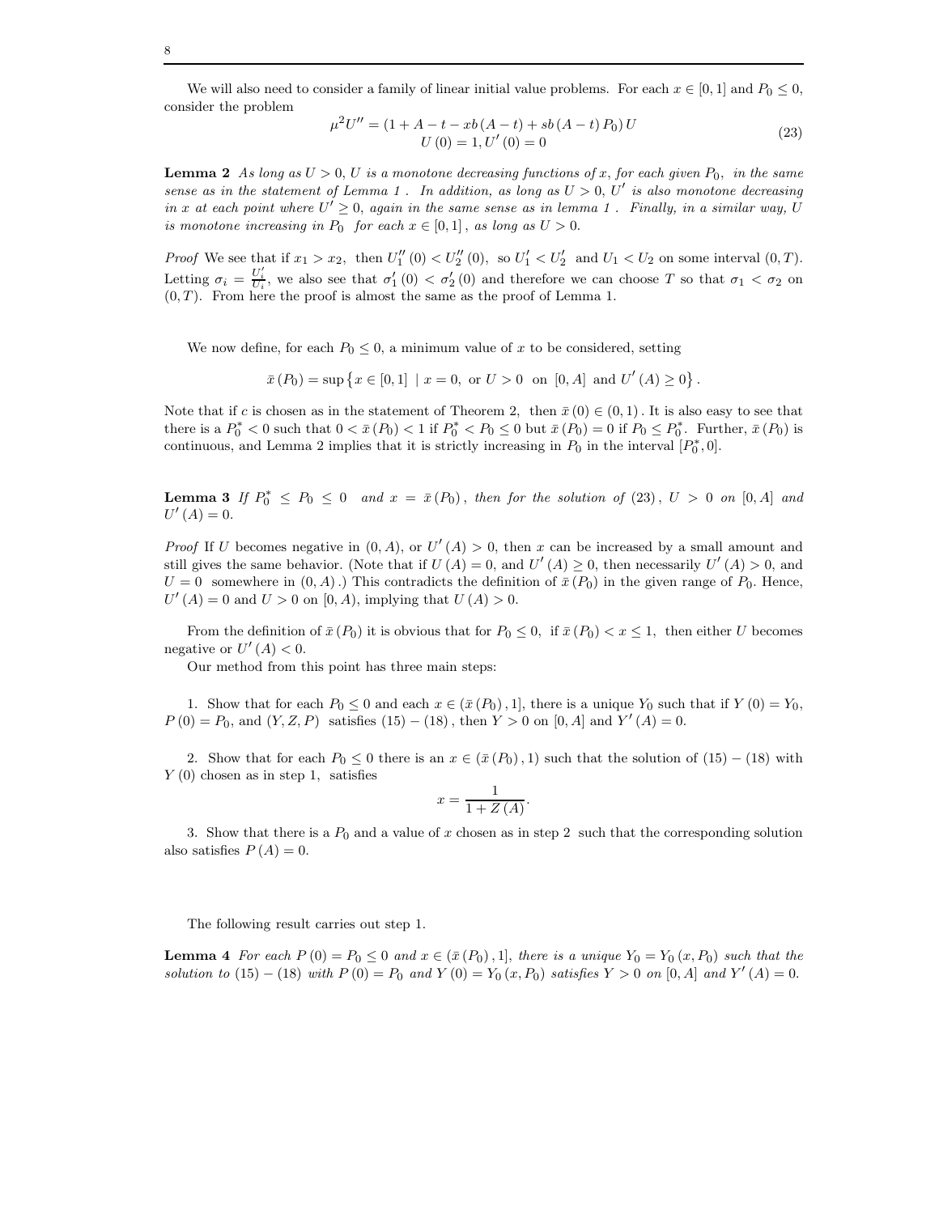We will also need to consider a family of linear initial value problems. For each $x \in [0,1]$ and $P_0 \leq 0$, consider the problem

$$\begin{gathered} \mu^2 U'' = (1 + A - t - xb(A-t) + sb(A-t)P_0)U \\ U(0) = 1, U'(0) = 0 \end{gathered} \tag{23}$$

**Lemma 2** *As long as $U > 0$, $U$ is a monotone decreasing functions of $x$, for each given $P_0$, in the same sense as in the statement of Lemma 1 . In addition, as long as $U > 0$, $U'$ is also monotone decreasing in $x$ at each point where $U' \geq 0$, again in the same sense as in lemma 1 . Finally, in a similar way, $U$ is monotone increasing in $P_0$ for each $x \in [0,1]$, as long as $U > 0$.*

*Proof* We see that if $x_1 > x_2$, then $U_1''(0) < U_2''(0)$, so $U_1' < U_2'$ and $U_1 < U_2$ on some interval $(0,T)$. Letting $\sigma_i = \frac{U_i'}{U_i}$, we also see that $\sigma_1'(0) < \sigma_2'(0)$ and therefore we can choose $T$ so that $\sigma_1 < \sigma_2$ on $(0,T)$. From here the proof is almost the same as the proof of Lemma 1.

We now define, for each $P_0 \leq 0$, a minimum value of $x$ to be considered, setting

$$\bar{x}(P_0) = \sup\left\{x \in [0,1] \mid x = 0, \text{ or } U > 0 \text{ on } [0,A] \text{ and } U'(A) \geq 0\right\}.$$

Note that if $c$ is chosen as in the statement of Theorem 2, then $\bar{x}(0) \in (0,1)$. It is also easy to see that there is a $P_0^* < 0$ such that $0 < \bar{x}(P_0) < 1$ if $P_0^* < P_0 \leq 0$ but $\bar{x}(P_0) = 0$ if $P_0 \leq P_0^*$. Further, $\bar{x}(P_0)$ is continuous, and Lemma 2 implies that it is strictly increasing in $P_0$ in the interval $[P_0^*, 0]$.

**Lemma 3** *If $P_0^* \leq P_0 \leq 0$ and $x = \bar{x}(P_0)$, then for the solution of (23), $U > 0$ on $[0,A]$ and $U'(A) = 0$.*

*Proof* If $U$ becomes negative in $(0,A)$, or $U'(A) > 0$, then $x$ can be increased by a small amount and still gives the same behavior. (Note that if $U(A) = 0$, and $U'(A) \geq 0$, then necessarily $U'(A) > 0$, and $U = 0$ somewhere in $(0,A)$.) This contradicts the definition of $\bar{x}(P_0)$ in the given range of $P_0$. Hence, $U'(A) = 0$ and $U > 0$ on $[0,A)$, implying that $U(A) > 0$.

From the definition of $\bar{x}(P_0)$ it is obvious that for $P_0 \leq 0$, if $\bar{x}(P_0) < x \leq 1$, then either $U$ becomes negative or $U'(A) < 0$.

Our method from this point has three main steps:

1. Show that for each $P_0 \leq 0$ and each $x \in (\bar{x}(P_0), 1]$, there is a unique $Y_0$ such that if $Y(0) = Y_0$, $P(0) = P_0$, and $(Y,Z,P)$ satisfies $(15)-(18)$, then $Y > 0$ on $[0,A]$ and $Y'(A) = 0$.

2. Show that for each $P_0 \leq 0$ there is an $x \in (\bar{x}(P_0), 1)$ such that the solution of $(15)-(18)$ with $Y(0)$ chosen as in step 1, satisfies

$$x = \frac{1}{1 + Z(A)}.$$

3. Show that there is a $P_0$ and a value of $x$ chosen as in step 2 such that the corresponding solution also satisfies $P(A) = 0$.

The following result carries out step 1.

**Lemma 4** *For each $P(0) = P_0 \leq 0$ and $x \in (\bar{x}(P_0), 1]$, there is a unique $Y_0 = Y_0(x, P_0)$ such that the solution to $(15)-(18)$ with $P(0) = P_0$ and $Y(0) = Y_0(x, P_0)$ satisfies $Y > 0$ on $[0,A]$ and $Y'(A) = 0$.*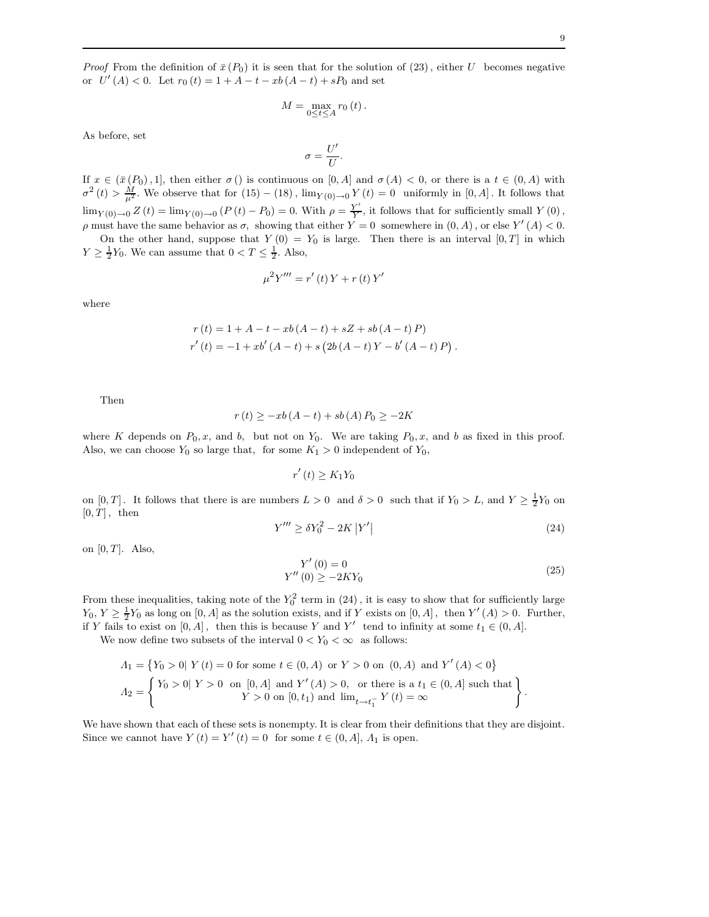*Proof* From the definition of $\bar{x}(P_0)$ it is seen that for the solution of $(23)$, either $U$ becomes negative or $U'(A) < 0$. Let $r_0(t) = 1 + A - t - xb(A-t) + sP_0$ and set

$$M = \max_{0 \le t \le A} r_0(t).$$

As before, set

$$\sigma = \frac{U'}{U}.$$

If $x \in (\bar{x}(P_0), 1]$, then either $\sigma()$ is continuous on $[0, A]$ and $\sigma(A) < 0$, or there is a $t \in (0, A)$ with $\sigma^2(t) > \frac{M}{\mu^2}$. We observe that for $(15)-(18)$, $\lim_{Y(0)\to 0} Y(t) = 0$ uniformly in $[0, A]$. It follows that $\lim_{Y(0)\to 0} Z(t) = \lim_{Y(0)\to 0}(P(t) - P_0) = 0$. With $\rho = \frac{Y'}{Y}$, it follows that for sufficiently small $Y(0)$, $\rho$ must have the same behavior as $\sigma$, showing that either $Y = 0$ somewhere in $(0, A)$, or else $Y'(A) < 0$.

On the other hand, suppose that $Y(0) = Y_0$ is large. Then there is an interval $[0, T]$ in which $Y \ge \frac{1}{2}Y_0$. We can assume that $0 < T \le \frac{1}{2}$. Also,

$$\mu^2 Y''' = r'(t)\,Y + r(t)\,Y'$$

where

$$r(t) = 1 + A - t - xb(A-t) + sZ + sb(A-t)P$$
$$r'(t) = -1 + xb'(A-t) + s\left(2b(A-t)Y - b'(A-t)P\right).$$

Then

$$r(t) \ge -xb(A-t) + sb(A)P_0 \ge -2K$$

where $K$ depends on $P_0, x,$ and $b$, but not on $Y_0$. We are taking $P_0, x,$ and $b$ as fixed in this proof. Also, we can choose $Y_0$ so large that, for some $K_1 > 0$ independent of $Y_0$,

$$r'(t) \ge K_1 Y_0$$

on $[0, T]$. It follows that there is are numbers $L > 0$ and $\delta > 0$ such that if $Y_0 > L$, and $Y \ge \frac{1}{2}Y_0$ on $[0, T]$, then

$$Y''' \ge \delta Y_0^2 - 2K\left|Y'\right| \tag{24}$$

on $[0, T]$. Also,

$$\begin{gathered} Y'(0) = 0 \\ Y''(0) \ge -2KY_0 \end{gathered} \tag{25}$$

From these inequalities, taking note of the $Y_0^2$ term in $(24)$, it is easy to show that for sufficiently large $Y_0$, $Y \ge \frac{1}{2}Y_0$ as long on $[0, A]$ as the solution exists, and if $Y$ exists on $[0, A]$, then $Y'(A) > 0$. Further, if $Y$ fails to exist on $[0, A]$, then this is because $Y$ and $Y'$ tend to infinity at some $t_1 \in (0, A]$.

We now define two subsets of the interval $0 < Y_0 < \infty$ as follows:

$$\Lambda_1 = \left\{Y_0 > 0 \mid Y(t) = 0 \text{ for some } t \in (0, A) \text{ or } Y > 0 \text{ on } (0, A) \text{ and } Y'(A) < 0\right\}$$

$$\Lambda_2 = \left\{ \begin{array}{c} Y_0 > 0 \mid Y > 0 \text{ on } [0, A] \text{ and } Y'(A) > 0, \text{ or there is a } t_1 \in (0, A] \text{ such that} \\ Y > 0 \text{ on } [0, t_1) \text{ and } \lim_{t \to t_1^-} Y(t) = \infty \end{array} \right\}.$$

We have shown that each of these sets is nonempty. It is clear from their definitions that they are disjoint. Since we cannot have $Y(t) = Y'(t) = 0$ for some $t \in (0, A]$, $\Lambda_1$ is open.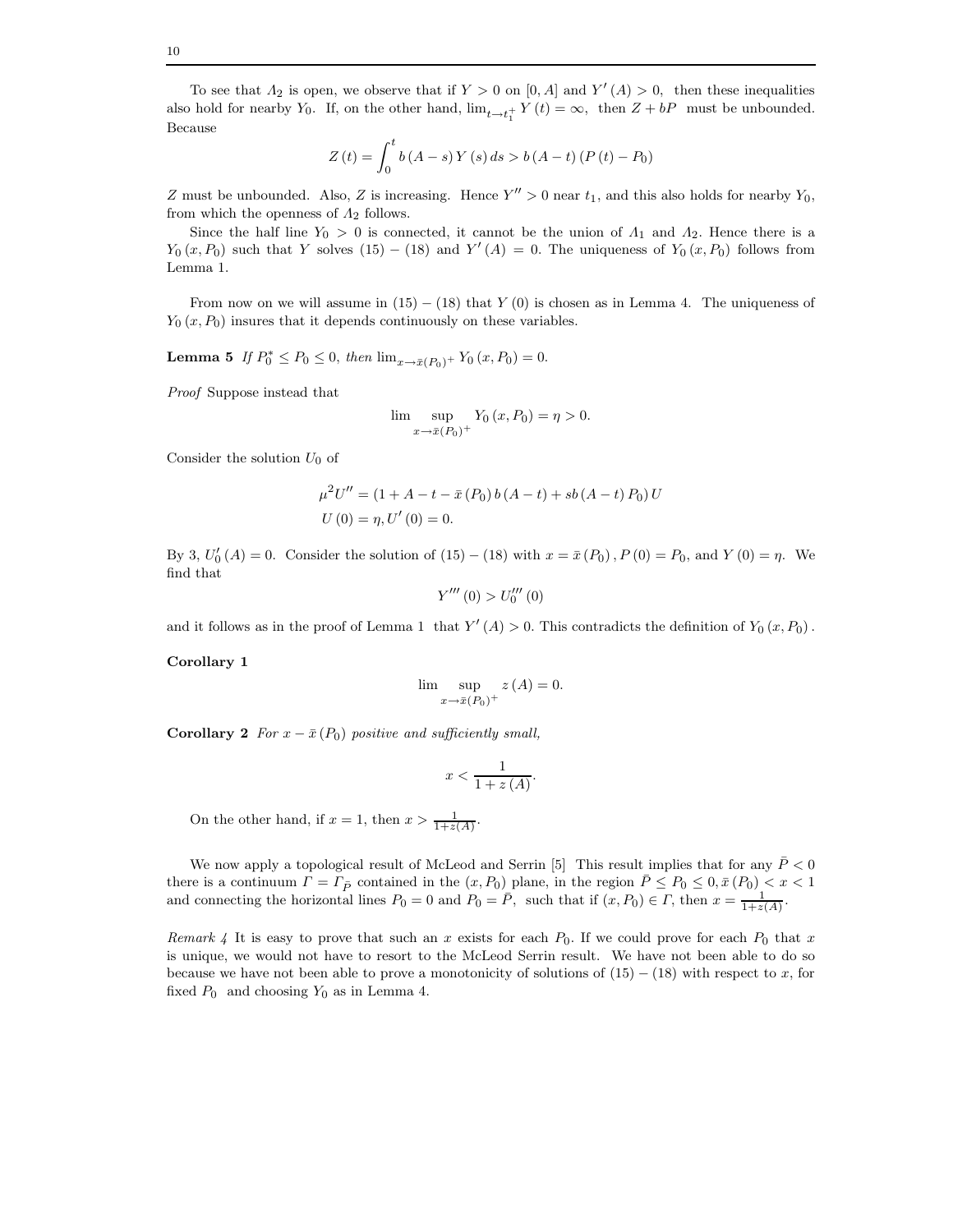To see that $\Lambda_2$ is open, we observe that if $Y > 0$ on $[0, A]$ and $Y'(A) > 0$, then these inequalities also hold for nearby $Y_0$. If, on the other hand, $\lim_{t \to t_1^+} Y(t) = \infty$, then $Z + bP$ must be unbounded. Because

$$Z(t) = \int_0^t b(A - s) Y(s) \, ds > b(A - t)(P(t) - P_0)$$

$Z$ must be unbounded. Also, $Z$ is increasing. Hence $Y'' > 0$ near $t_1$, and this also holds for nearby $Y_0$, from which the openness of $\Lambda_2$ follows.

Since the half line $Y_0 > 0$ is connected, it cannot be the union of $\Lambda_1$ and $\Lambda_2$. Hence there is a $Y_0(x, P_0)$ such that $Y$ solves $(15) - (18)$ and $Y'(A) = 0$. The uniqueness of $Y_0(x, P_0)$ follows from Lemma 1.

From now on we will assume in $(15) - (18)$ that $Y(0)$ is chosen as in Lemma 4. The uniqueness of $Y_0(x, P_0)$ insures that it depends continuously on these variables.

**Lemma 5** *If $P_0^* \leq P_0 \leq 0$, then $\lim_{x \to \bar{x}(P_0)^+} Y_0(x, P_0) = 0$.*

*Proof* Suppose instead that

$$\lim \sup_{x \to \bar{x}(P_0)^+} Y_0(x, P_0) = \eta > 0.$$

Consider the solution $U_0$ of

$$\mu^2 U'' = (1 + A - t - \bar{x}(P_0) b(A - t) + sb(A - t) P_0) U$$
$$U(0) = \eta, U'(0) = 0.$$

By 3, $U_0'(A) = 0$. Consider the solution of $(15) - (18)$ with $x = \bar{x}(P_0)$, $P(0) = P_0$, and $Y(0) = \eta$. We find that

$$Y'''(0) > U_0'''(0)$$

and it follows as in the proof of Lemma 1 that $Y'(A) > 0$. This contradicts the definition of $Y_0(x, P_0)$.

**Corollary 1**

$$\lim \sup_{x \to \bar{x}(P_0)^+} z(A) = 0.$$

**Corollary 2** *For $x - \bar{x}(P_0)$ positive and sufficiently small,*

$$x < \frac{1}{1 + z(A)}.$$

On the other hand, if $x = 1$, then $x > \frac{1}{1+z(A)}$.

We now apply a topological result of McLeod and Serrin [5] This result implies that for any $\bar{P} < 0$ there is a continuum $\Gamma = \Gamma_{\bar{P}}$ contained in the $(x, P_0)$ plane, in the region $\bar{P} \leq P_0 \leq 0, \bar{x}(P_0) < x < 1$ and connecting the horizontal lines $P_0 = 0$ and $P_0 = \bar{P}$, such that if $(x, P_0) \in \Gamma$, then $x = \frac{1}{1+z(A)}$.

*Remark 4* It is easy to prove that such an $x$ exists for each $P_0$. If we could prove for each $P_0$ that $x$ is unique, we would not have to resort to the McLeod Serrin result. We have not been able to do so because we have not been able to prove a monotonicity of solutions of $(15) - (18)$ with respect to $x$, for fixed $P_0$ and choosing $Y_0$ as in Lemma 4.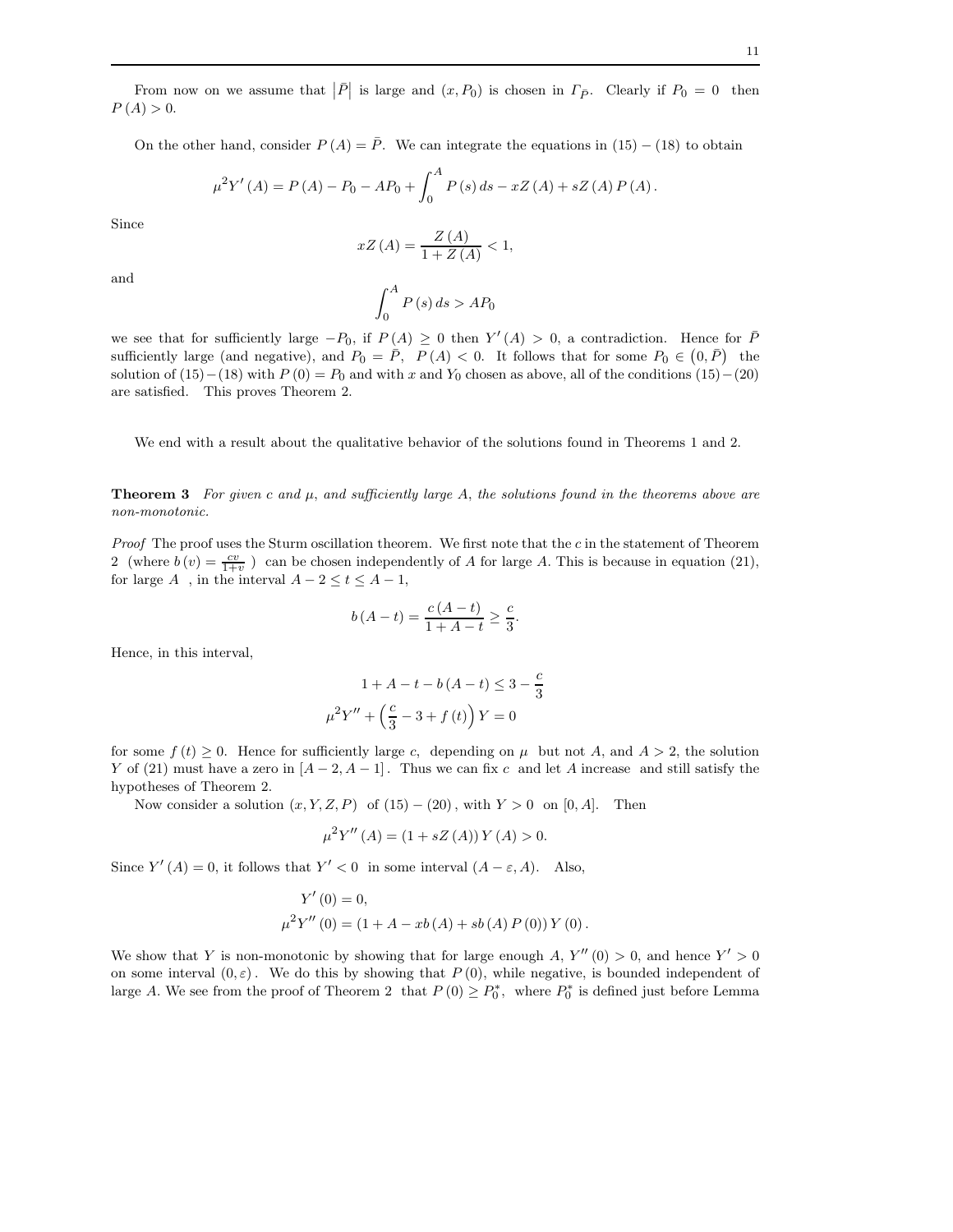From now on we assume that $|\bar{P}|$ is large and $(x, P_0)$ is chosen in $\Gamma_{\bar{P}}$. Clearly if $P_0 = 0$ then $P(A) > 0$.

On the other hand, consider $P(A) = \bar{P}$. We can integrate the equations in $(15) - (18)$ to obtain

$$\mu^2 Y'(A) = P(A) - P_0 - AP_0 + \int_0^A P(s)\, ds - xZ(A) + sZ(A) P(A).$$

Since

$$xZ(A) = \frac{Z(A)}{1 + Z(A)} < 1,$$

and

$$\int_0^A P(s)\, ds > AP_0$$

we see that for sufficiently large $-P_0$, if $P(A) \geq 0$ then $Y'(A) > 0$, a contradiction. Hence for $\bar{P}$ sufficiently large (and negative), and $P_0 = \bar{P}$, $P(A) < 0$. It follows that for some $P_0 \in (0, \bar{P})$ the solution of $(15) - (18)$ with $P(0) = P_0$ and with $x$ and $Y_0$ chosen as above, all of the conditions $(15) - (20)$ are satisfied. This proves Theorem 2.

We end with a result about the qualitative behavior of the solutions found in Theorems 1 and 2.

**Theorem 3** *For given $c$ and $\mu$, and sufficiently large $A$, the solutions found in the theorems above are non-monotonic.*

*Proof* The proof uses the Sturm oscillation theorem. We first note that the $c$ in the statement of Theorem 2 (where $b(v) = \frac{cv}{1+v}$ ) can be chosen independently of $A$ for large $A$. This is because in equation (21), for large $A$ , in the interval $A - 2 \leq t \leq A - 1$,

$$b(A - t) = \frac{c(A - t)}{1 + A - t} \geq \frac{c}{3}.$$

Hence, in this interval,

$$1 + A - t - b(A - t) \leq 3 - \frac{c}{3}$$
$$\mu^2 Y'' + \left(\frac{c}{3} - 3 + f(t)\right) Y = 0$$

for some $f(t) \geq 0$. Hence for sufficiently large $c$, depending on $\mu$ but not $A$, and $A > 2$, the solution $Y$ of (21) must have a zero in $[A-2, A-1]$. Thus we can fix $c$ and let $A$ increase and still satisfy the hypotheses of Theorem 2.

Now consider a solution $(x, Y, Z, P)$ of $(15) - (20)$, with $Y > 0$ on $[0, A]$. Then

$$\mu^2 Y''(A) = (1 + sZ(A)) Y(A) > 0.$$

Since $Y'(A) = 0$, it follows that $Y' < 0$ in some interval $(A - \varepsilon, A)$. Also,

$$Y'(0) = 0,$$
$$\mu^2 Y''(0) = (1 + A - xb(A) + sb(A) P(0)) Y(0).$$

We show that $Y$ is non-monotonic by showing that for large enough $A$, $Y''(0) > 0$, and hence $Y' > 0$ on some interval $(0, \varepsilon)$. We do this by showing that $P(0)$, while negative, is bounded independent of large $A$. We see from the proof of Theorem 2 that $P(0) \geq P_0^*$, where $P_0^*$ is defined just before Lemma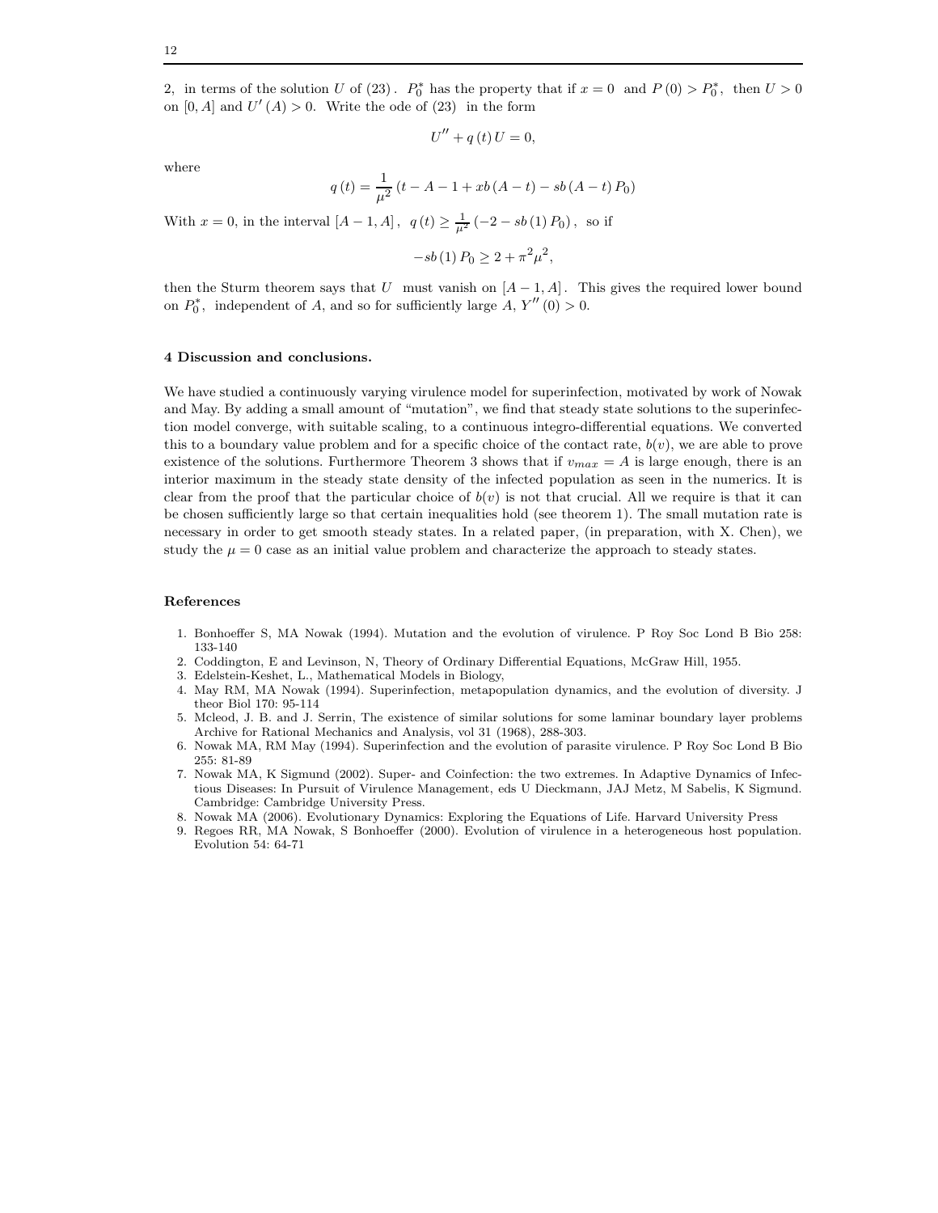2, in terms of the solution $U$ of $(23)$. $P_0^*$ has the property that if $x = 0$ and $P(0) > P_0^*$, then $U > 0$ on $[0, A]$ and $U'(A) > 0$. Write the ode of $(23)$ in the form

$$U'' + q(t)U = 0,$$

where

$$q(t) = \frac{1}{\mu^2}\left(t - A - 1 + xb(A - t) - sb(A - t)P_0\right)$$

With $x = 0$, in the interval $[A - 1, A]$, $q(t) \geq \frac{1}{\mu^2}(-2 - sb(1)P_0)$, so if

$$-sb(1)P_0 \geq 2 + \pi^2\mu^2,$$

then the Sturm theorem says that $U$ must vanish on $[A - 1, A]$. This gives the required lower bound on $P_0^*$, independent of $A$, and so for sufficiently large $A$, $Y''(0) > 0$.

## 4 Discussion and conclusions.

We have studied a continuously varying virulence model for superinfection, motivated by work of Nowak and May. By adding a small amount of "mutation", we find that steady state solutions to the superinfection model converge, with suitable scaling, to a continuous integro-differential equations. We converted this to a boundary value problem and for a specific choice of the contact rate, $b(v)$, we are able to prove existence of the solutions. Furthermore Theorem 3 shows that if $v_{max} = A$ is large enough, there is an interior maximum in the steady state density of the infected population as seen in the numerics. It is clear from the proof that the particular choice of $b(v)$ is not that crucial. All we require is that it can be chosen sufficiently large so that certain inequalities hold (see theorem 1). The small mutation rate is necessary in order to get smooth steady states. In a related paper, (in preparation, with X. Chen), we study the $\mu = 0$ case as an initial value problem and characterize the approach to steady states.

## References

1. Bonhoeffer S, MA Nowak (1994). Mutation and the evolution of virulence. P Roy Soc Lond B Bio 258: 133-140
2. Coddington, E and Levinson, N, Theory of Ordinary Differential Equations, McGraw Hill, 1955.
3. Edelstein-Keshet, L., Mathematical Models in Biology,
4. May RM, MA Nowak (1994). Superinfection, metapopulation dynamics, and the evolution of diversity. J theor Biol 170: 95-114
5. Mcleod, J. B. and J. Serrin, The existence of similar solutions for some laminar boundary layer problems Archive for Rational Mechanics and Analysis, vol 31 (1968), 288-303.
6. Nowak MA, RM May (1994). Superinfection and the evolution of parasite virulence. P Roy Soc Lond B Bio 255: 81-89
7. Nowak MA, K Sigmund (2002). Super- and Coinfection: the two extremes. In Adaptive Dynamics of Infectious Diseases: In Pursuit of Virulence Management, eds U Dieckmann, JAJ Metz, M Sabelis, K Sigmund. Cambridge: Cambridge University Press.
8. Nowak MA (2006). Evolutionary Dynamics: Exploring the Equations of Life. Harvard University Press
9. Regoes RR, MA Nowak, S Bonhoeffer (2000). Evolution of virulence in a heterogeneous host population. Evolution 54: 64-71